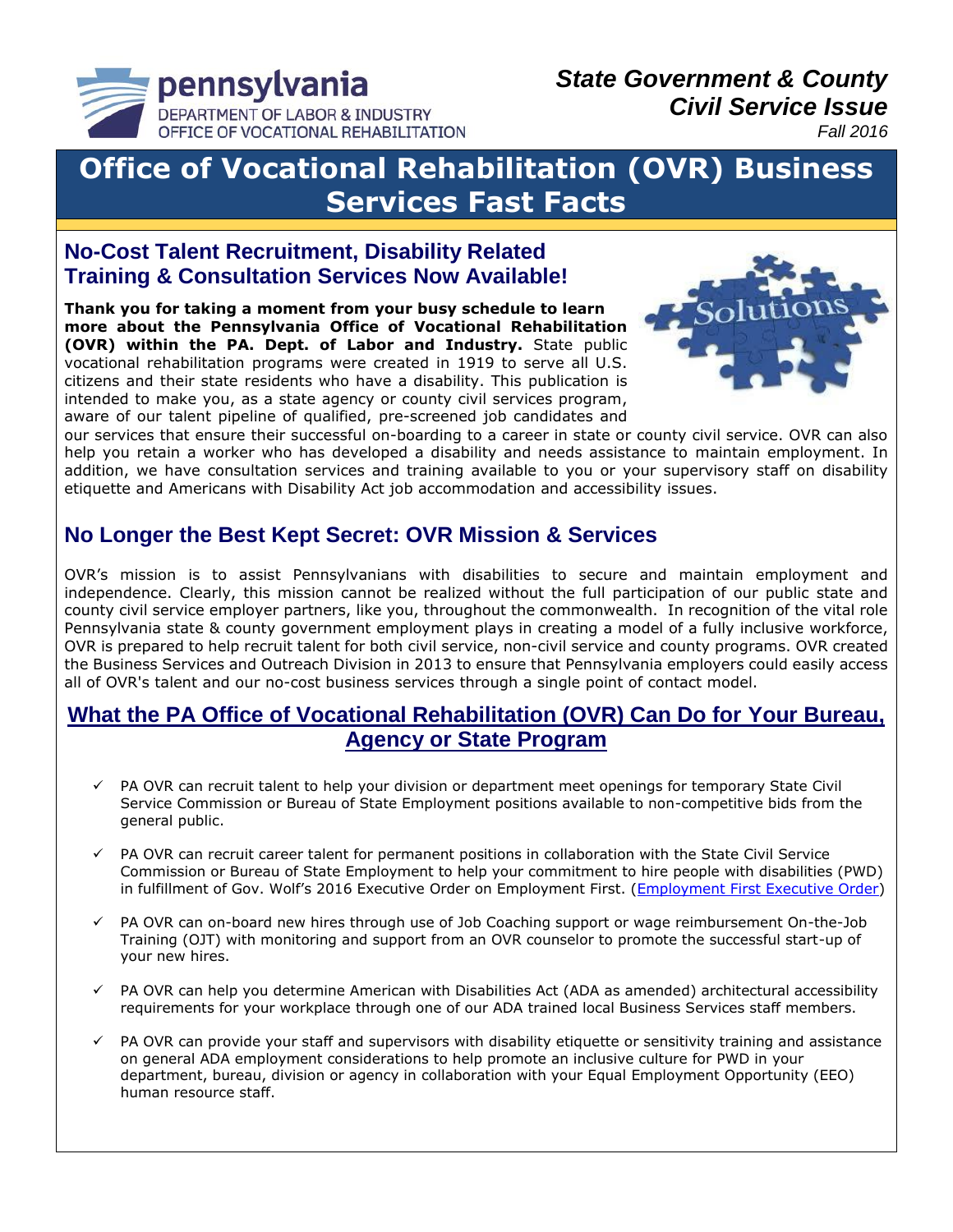pennsylvania
DEPARTMENT OF LABOR & INDUSTRY
OFFICE OF VOCATIONAL REHABILITATION

***State Government & County Civil Service Issue***
*Fall 2016*

# Office of Vocational Rehabilitation (OVR) Business Services Fast Facts

## No-Cost Talent Recruitment, Disability Related Training & Consultation Services Now Available!

**Thank you for taking a moment from your busy schedule to learn more about the Pennsylvania Office of Vocational Rehabilitation (OVR) within the PA. Dept. of Labor and Industry.** State public vocational rehabilitation programs were created in 1919 to serve all U.S. citizens and their state residents who have a disability. This publication is intended to make you, as a state agency or county civil services program, aware of our talent pipeline of qualified, pre-screened job candidates and our services that ensure their successful on-boarding to a career in state or county civil service. OVR can also help you retain a worker who has developed a disability and needs assistance to maintain employment. In addition, we have consultation services and training available to you or your supervisory staff on disability etiquette and Americans with Disability Act job accommodation and accessibility issues.

## No Longer the Best Kept Secret: OVR Mission & Services

OVR's mission is to assist Pennsylvanians with disabilities to secure and maintain employment and independence. Clearly, this mission cannot be realized without the full participation of our public state and county civil service employer partners, like you, throughout the commonwealth. In recognition of the vital role Pennsylvania state & county government employment plays in creating a model of a fully inclusive workforce, OVR is prepared to help recruit talent for both civil service, non-civil service and county programs. OVR created the Business Services and Outreach Division in 2013 to ensure that Pennsylvania employers could easily access all of OVR's talent and our no-cost business services through a single point of contact model.

## What the PA Office of Vocational Rehabilitation (OVR) Can Do for Your Bureau, Agency or State Program

- ✓ PA OVR can recruit talent to help your division or department meet openings for temporary State Civil Service Commission or Bureau of State Employment positions available to non-competitive bids from the general public.
- ✓ PA OVR can recruit career talent for permanent positions in collaboration with the State Civil Service Commission or Bureau of State Employment to help your commitment to hire people with disabilities (PWD) in fulfillment of Gov. Wolf's 2016 Executive Order on Employment First. (Employment First Executive Order)
- ✓ PA OVR can on-board new hires through use of Job Coaching support or wage reimbursement On-the-Job Training (OJT) with monitoring and support from an OVR counselor to promote the successful start-up of your new hires.
- ✓ PA OVR can help you determine American with Disabilities Act (ADA as amended) architectural accessibility requirements for your workplace through one of our ADA trained local Business Services staff members.
- ✓ PA OVR can provide your staff and supervisors with disability etiquette or sensitivity training and assistance on general ADA employment considerations to help promote an inclusive culture for PWD in your department, bureau, division or agency in collaboration with your Equal Employment Opportunity (EEO) human resource staff.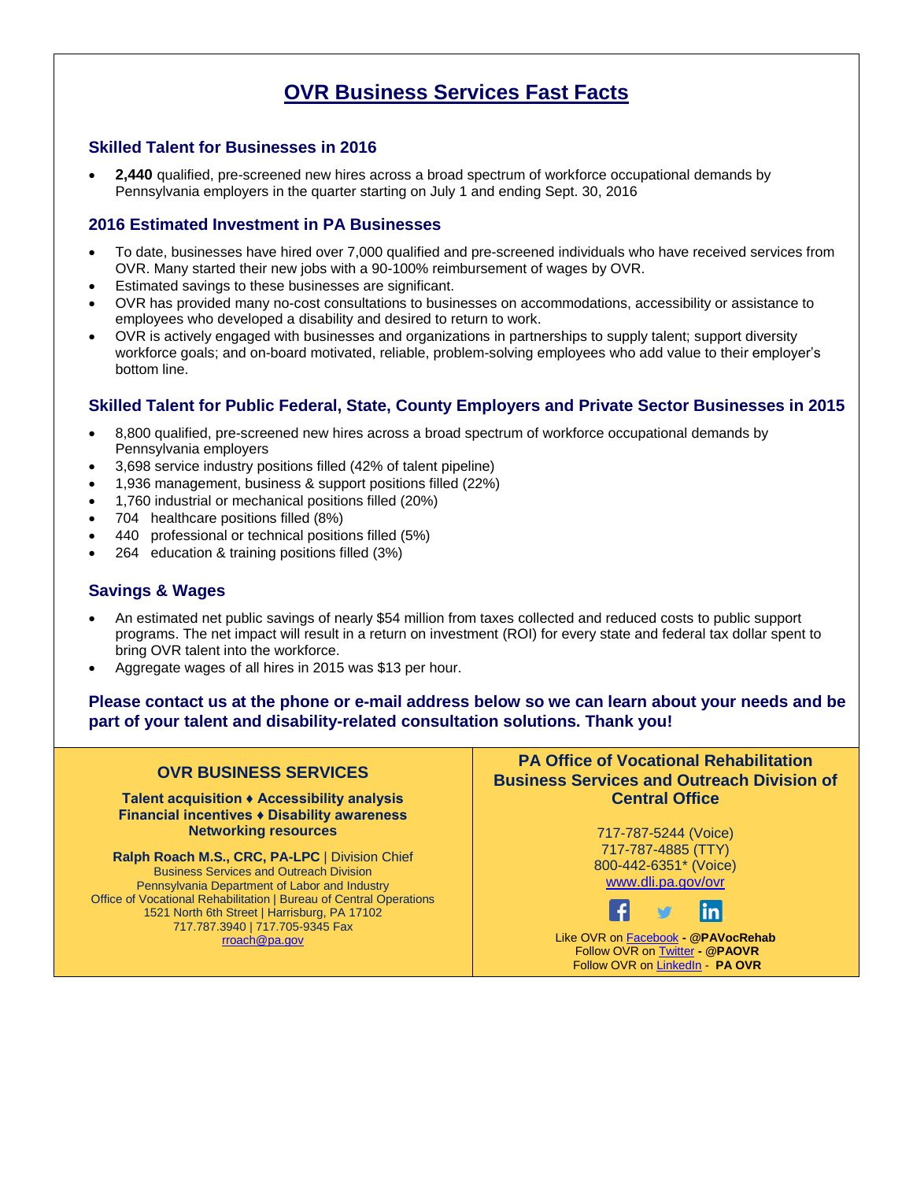# OVR Business Services Fast Facts

### Skilled Talent for Businesses in 2016

- **2,440** qualified, pre-screened new hires across a broad spectrum of workforce occupational demands by Pennsylvania employers in the quarter starting on July 1 and ending Sept. 30, 2016

### 2016 Estimated Investment in PA Businesses

- To date, businesses have hired over 7,000 qualified and pre-screened individuals who have received services from OVR. Many started their new jobs with a 90-100% reimbursement of wages by OVR.
- Estimated savings to these businesses are significant.
- OVR has provided many no-cost consultations to businesses on accommodations, accessibility or assistance to employees who developed a disability and desired to return to work.
- OVR is actively engaged with businesses and organizations in partnerships to supply talent; support diversity workforce goals; and on-board motivated, reliable, problem-solving employees who add value to their employer's bottom line.

### Skilled Talent for Public Federal, State, County Employers and Private Sector Businesses in 2015

- 8,800 qualified, pre-screened new hires across a broad spectrum of workforce occupational demands by Pennsylvania employers
- 3,698 service industry positions filled (42% of talent pipeline)
- 1,936 management, business & support positions filled (22%)
- 1,760 industrial or mechanical positions filled (20%)
- 704 healthcare positions filled (8%)
- 440 professional or technical positions filled (5%)
- 264 education & training positions filled (3%)

### Savings & Wages

- An estimated net public savings of nearly $54 million from taxes collected and reduced costs to public support programs. The net impact will result in a return on investment (ROI) for every state and federal tax dollar spent to bring OVR talent into the workforce.
- Aggregate wages of all hires in 2015 was $13 per hour.

**Please contact us at the phone or e-mail address below so we can learn about your needs and be part of your talent and disability-related consultation solutions. Thank you!**

### OVR BUSINESS SERVICES

**Talent acquisition ♦ Accessibility analysis**
**Financial incentives ♦ Disability awareness**
**Networking resources**

**Ralph Roach M.S., CRC, PA-LPC** | Division Chief
Business Services and Outreach Division
Pennsylvania Department of Labor and Industry
Office of Vocational Rehabilitation | Bureau of Central Operations
1521 North 6th Street | Harrisburg, PA 17102
717.787.3940 | 717.705-9345 Fax
rroach@pa.gov

### PA Office of Vocational Rehabilitation Business Services and Outreach Division of Central Office

717-787-5244 (Voice)
717-787-4885 (TTY)
800-442-6351* (Voice)
www.dli.pa.gov/ovr

Like OVR on Facebook **- @PAVocRehab**
Follow OVR on Twitter **- @PAOVR**
Follow OVR on LinkedIn - **PA OVR**